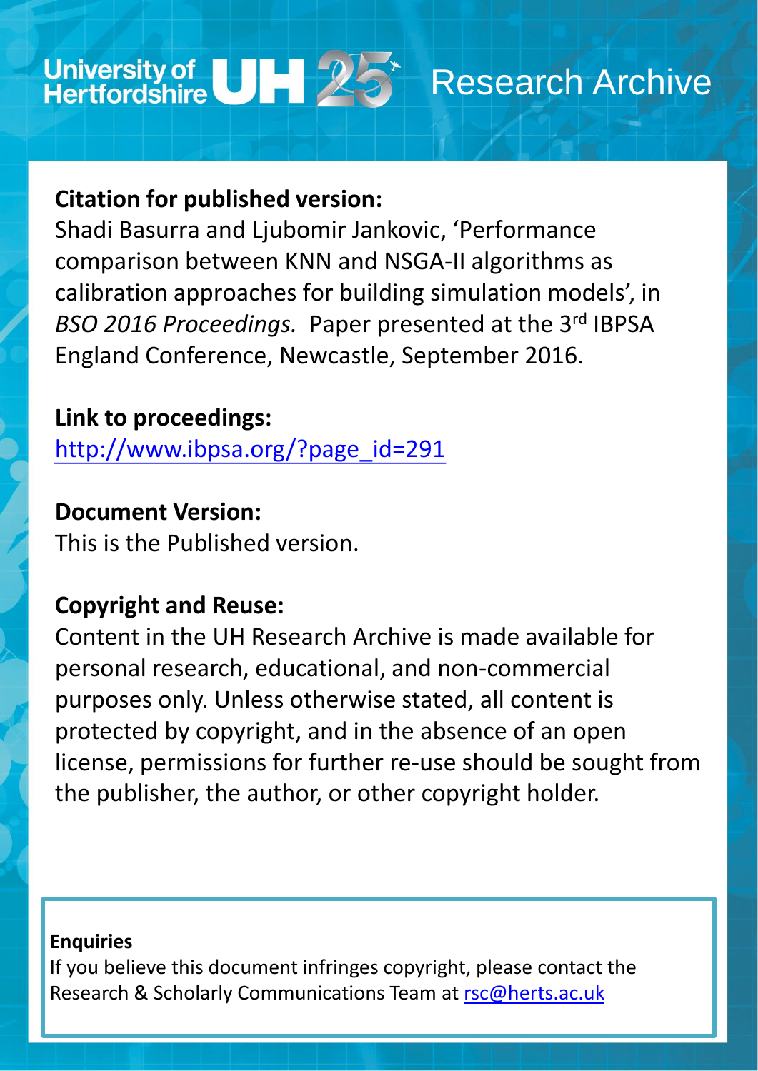University of Hertfordshire UH 25 Research Archive

**Citation for published version:**

Shadi Basurra and Ljubomir Jankovic, 'Performance comparison between KNN and NSGA-II algorithms as calibration approaches for building simulation models', in *BSO 2016 Proceedings.* Paper presented at the 3rd IBPSA England Conference, Newcastle, September 2016.

**Link to proceedings:**

http://www.ibpsa.org/?page_id=291

**Document Version:**

This is the Published version.

**Copyright and Reuse:**

Content in the UH Research Archive is made available for personal research, educational, and non-commercial purposes only. Unless otherwise stated, all content is protected by copyright, and in the absence of an open license, permissions for further re-use should be sought from the publisher, the author, or other copyright holder.

**Enquiries**

If you believe this document infringes copyright, please contact the Research & Scholarly Communications Team at rsc@herts.ac.uk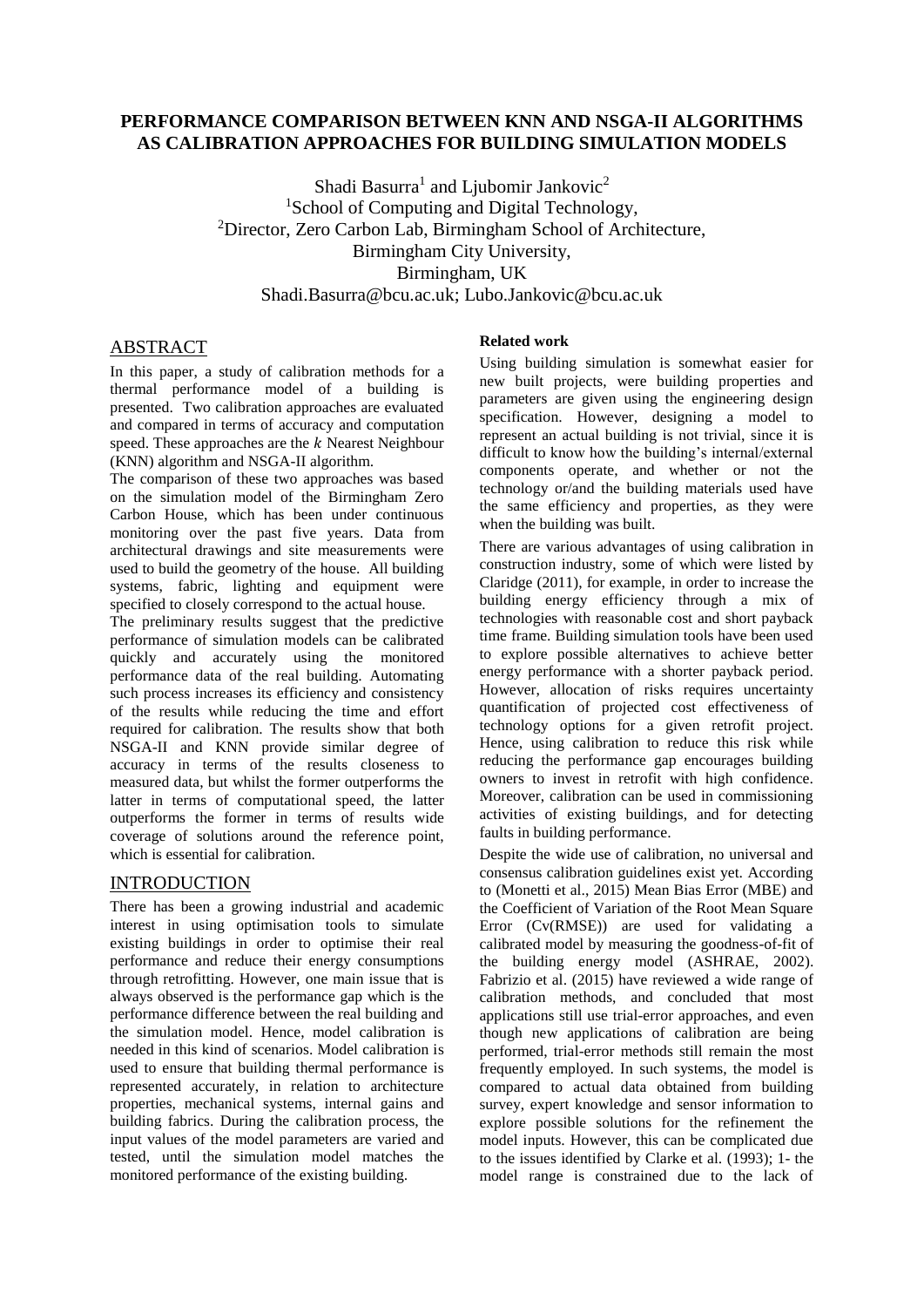# PERFORMANCE COMPARISON BETWEEN KNN AND NSGA-II ALGORITHMS AS CALIBRATION APPROACHES FOR BUILDING SIMULATION MODELS

Shadi Basurra[1] and Ljubomir Jankovic[2]

[1]School of Computing and Digital Technology,
[2]Director, Zero Carbon Lab, Birmingham School of Architecture,
Birmingham City University,
Birmingham, UK
Shadi.Basurra@bcu.ac.uk; Lubo.Jankovic@bcu.ac.uk

## ABSTRACT

In this paper, a study of calibration methods for a thermal performance model of a building is presented. Two calibration approaches are evaluated and compared in terms of accuracy and computation speed. These approaches are the *k* Nearest Neighbour (KNN) algorithm and NSGA-II algorithm.

The comparison of these two approaches was based on the simulation model of the Birmingham Zero Carbon House, which has been under continuous monitoring over the past five years. Data from architectural drawings and site measurements were used to build the geometry of the house. All building systems, fabric, lighting and equipment were specified to closely correspond to the actual house.

The preliminary results suggest that the predictive performance of simulation models can be calibrated quickly and accurately using the monitored performance data of the real building. Automating such process increases its efficiency and consistency of the results while reducing the time and effort required for calibration. The results show that both NSGA-II and KNN provide similar degree of accuracy in terms of the results closeness to measured data, but whilst the former outperforms the latter in terms of computational speed, the latter outperforms the former in terms of results wide coverage of solutions around the reference point, which is essential for calibration.

## INTRODUCTION

There has been a growing industrial and academic interest in using optimisation tools to simulate existing buildings in order to optimise their real performance and reduce their energy consumptions through retrofitting. However, one main issue that is always observed is the performance gap which is the performance difference between the real building and the simulation model. Hence, model calibration is needed in this kind of scenarios. Model calibration is used to ensure that building thermal performance is represented accurately, in relation to architecture properties, mechanical systems, internal gains and building fabrics. During the calibration process, the input values of the model parameters are varied and tested, until the simulation model matches the monitored performance of the existing building.

### Related work

Using building simulation is somewhat easier for new built projects, were building properties and parameters are given using the engineering design specification. However, designing a model to represent an actual building is not trivial, since it is difficult to know how the building's internal/external components operate, and whether or not the technology or/and the building materials used have the same efficiency and properties, as they were when the building was built.

There are various advantages of using calibration in construction industry, some of which were listed by Claridge (2011), for example, in order to increase the building energy efficiency through a mix of technologies with reasonable cost and short payback time frame. Building simulation tools have been used to explore possible alternatives to achieve better energy performance with a shorter payback period. However, allocation of risks requires uncertainty quantification of projected cost effectiveness of technology options for a given retrofit project. Hence, using calibration to reduce this risk while reducing the performance gap encourages building owners to invest in retrofit with high confidence. Moreover, calibration can be used in commissioning activities of existing buildings, and for detecting faults in building performance.

Despite the wide use of calibration, no universal and consensus calibration guidelines exist yet. According to (Monetti et al., 2015) Mean Bias Error (MBE) and the Coefficient of Variation of the Root Mean Square Error (Cv(RMSE)) are used for validating a calibrated model by measuring the goodness-of-fit of the building energy model (ASHRAE, 2002). Fabrizio et al. (2015) have reviewed a wide range of calibration methods, and concluded that most applications still use trial-error approaches, and even though new applications of calibration are being performed, trial-error methods still remain the most frequently employed. In such systems, the model is compared to actual data obtained from building survey, expert knowledge and sensor information to explore possible solutions for the refinement the model inputs. However, this can be complicated due to the issues identified by Clarke et al. (1993); 1- the model range is constrained due to the lack of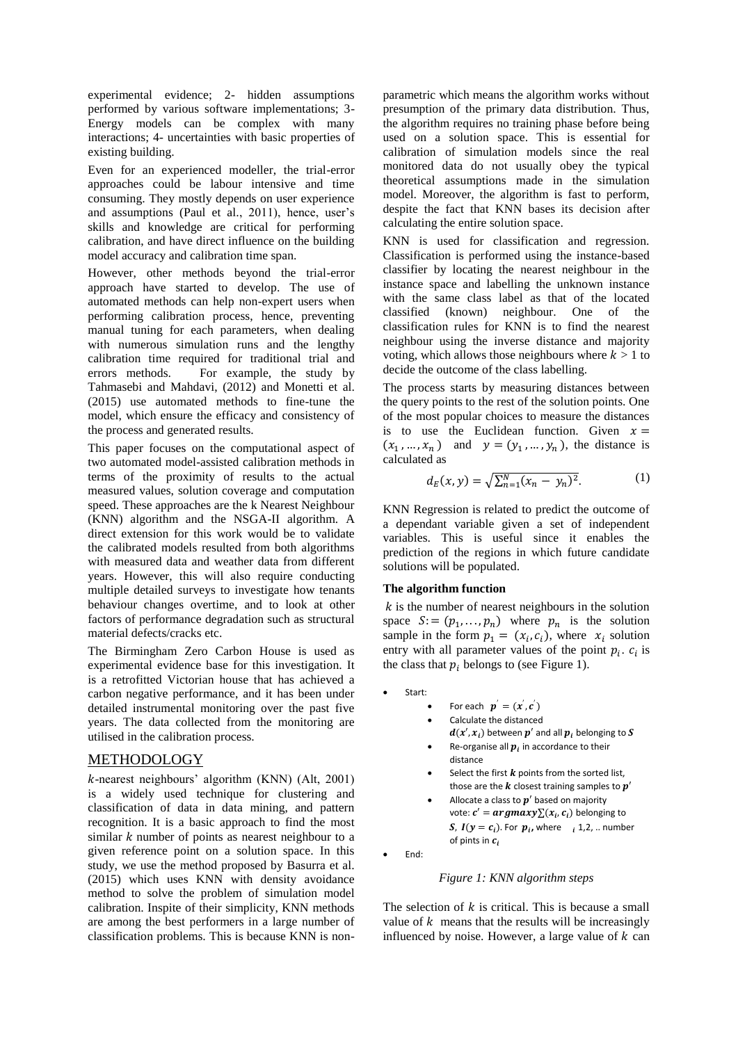experimental evidence; 2- hidden assumptions performed by various software implementations; 3- Energy models can be complex with many interactions; 4- uncertainties with basic properties of existing building.

Even for an experienced modeller, the trial-error approaches could be labour intensive and time consuming. They mostly depends on user experience and assumptions (Paul et al., 2011), hence, user's skills and knowledge are critical for performing calibration, and have direct influence on the building model accuracy and calibration time span.

However, other methods beyond the trial-error approach have started to develop. The use of automated methods can help non-expert users when performing calibration process, hence, preventing manual tuning for each parameters, when dealing with numerous simulation runs and the lengthy calibration time required for traditional trial and errors methods. For example, the study by Tahmasebi and Mahdavi, (2012) and Monetti et al. (2015) use automated methods to fine-tune the model, which ensure the efficacy and consistency of the process and generated results.

This paper focuses on the computational aspect of two automated model-assisted calibration methods in terms of the proximity of results to the actual measured values, solution coverage and computation speed. These approaches are the k Nearest Neighbour (KNN) algorithm and the NSGA-II algorithm. A direct extension for this work would be to validate the calibrated models resulted from both algorithms with measured data and weather data from different years. However, this will also require conducting multiple detailed surveys to investigate how tenants behaviour changes overtime, and to look at other factors of performance degradation such as structural material defects/cracks etc.

The Birmingham Zero Carbon House is used as experimental evidence base for this investigation. It is a retrofitted Victorian house that has achieved a carbon negative performance, and it has been under detailed instrumental monitoring over the past five years. The data collected from the monitoring are utilised in the calibration process.

## METHODOLOGY

$k$-nearest neighbours' algorithm (KNN) (Alt, 2001) is a widely used technique for clustering and classification of data in data mining, and pattern recognition. It is a basic approach to find the most similar $k$ number of points as nearest neighbour to a given reference point on a solution space. In this study, we use the method proposed by Basurra et al. (2015) which uses KNN with density avoidance method to solve the problem of simulation model calibration. Inspite of their simplicity, KNN methods are among the best performers in a large number of classification problems. This is because KNN is non-parametric which means the algorithm works without presumption of the primary data distribution. Thus, the algorithm requires no training phase before being used on a solution space. This is essential for calibration of simulation models since the real monitored data do not usually obey the typical theoretical assumptions made in the simulation model. Moreover, the algorithm is fast to perform, despite the fact that KNN bases its decision after calculating the entire solution space.

KNN is used for classification and regression. Classification is performed using the instance-based classifier by locating the nearest neighbour in the instance space and labelling the unknown instance with the same class label as that of the located classified (known) neighbour. One of the classification rules for KNN is to find the nearest neighbour using the inverse distance and majority voting, which allows those neighbours where $k > 1$ to decide the outcome of the class labelling.

The process starts by measuring distances between the query points to the rest of the solution points. One of the most popular choices to measure the distances is to use the Euclidean function. Given $x = (x_1, \ldots, x_n)$ and $y = (y_1, \ldots, y_n)$, the distance is calculated as

$$d_E(x, y) = \sqrt{\sum_{m=1}^{N}(x_n - y_n)^2}. \quad (1)$$

KNN Regression is related to predict the outcome of a dependant variable given a set of independent variables. This is useful since it enables the prediction of the regions in which future candidate solutions will be populated.

**The algorithm function**

$k$ is the number of nearest neighbours in the solution space $S := (p_1, \ldots, p_n)$ where $p_n$ is the solution sample in the form $p_1 = (x_i, c_i)$, where $x_i$ solution entry with all parameter values of the point $p_i$. $c_i$ is the class that $p_i$ belongs to (see Figure 1).

- Start:
  - For each $p' = (x', c')$
  - Calculate the distanced $d(x', x_i)$ between $p'$ and all $p_i$ belonging to $S$
  - Re-organise all $p_i$ in accordance to their distance
  - Select the first $k$ points from the sorted list, those are the $k$ closest training samples to $p'$
  - Allocate a class to $p'$ based on majority vote: $c' = argmaxy \sum(x_i, c_i)$ belonging to $S$, $I(y = c_i)$. For $p_i$, where $_i$ 1,2, .. number of pints in $c_i$
- End:

*Figure 1: KNN algorithm steps*

The selection of $k$ is critical. This is because a small value of $k$ means that the results will be increasingly influenced by noise. However, a large value of $k$ can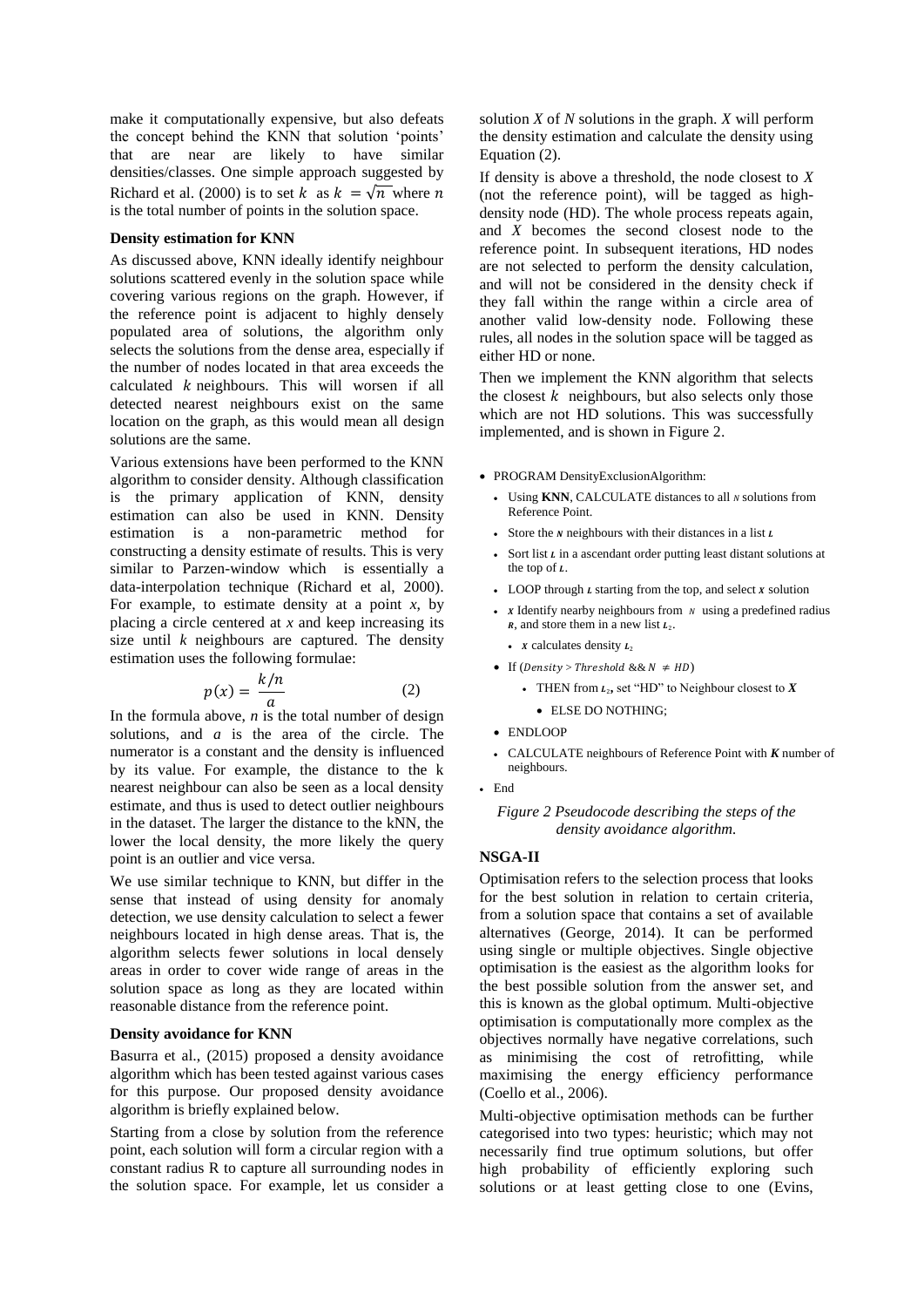make it computationally expensive, but also defeats the concept behind the KNN that solution 'points' that are near are likely to have similar densities/classes. One simple approach suggested by Richard et al. (2000) is to set $k$ as $k = \sqrt{n}$ where $n$ is the total number of points in the solution space.

**Density estimation for KNN**

As discussed above, KNN ideally identify neighbour solutions scattered evenly in the solution space while covering various regions on the graph. However, if the reference point is adjacent to highly densely populated area of solutions, the algorithm only selects the solutions from the dense area, especially if the number of nodes located in that area exceeds the calculated $k$ neighbours. This will worsen if all detected nearest neighbours exist on the same location on the graph, as this would mean all design solutions are the same.

Various extensions have been performed to the KNN algorithm to consider density. Although classification is the primary application of KNN, density estimation can also be used in KNN. Density estimation is a non-parametric method for constructing a density estimate of results. This is very similar to Parzen-window which is essentially a data-interpolation technique (Richard et al, 2000). For example, to estimate density at a point $x$, by placing a circle centered at $x$ and keep increasing its size until $k$ neighbours are captured. The density estimation uses the following formulae:

$$p(x) = \frac{k/n}{a} \tag{2}$$

In the formula above, $n$ is the total number of design solutions, and $a$ is the area of the circle. The numerator is a constant and the density is influenced by its value. For example, the distance to the k nearest neighbour can also be seen as a local density estimate, and thus is used to detect outlier neighbours in the dataset. The larger the distance to the kNN, the lower the local density, the more likely the query point is an outlier and vice versa.

We use similar technique to KNN, but differ in the sense that instead of using density for anomaly detection, we use density calculation to select a fewer neighbours located in high dense areas. That is, the algorithm selects fewer solutions in local densely areas in order to cover wide range of areas in the solution space as long as they are located within reasonable distance from the reference point.

**Density avoidance for KNN**

Basurra et al., (2015) proposed a density avoidance algorithm which has been tested against various cases for this purpose. Our proposed density avoidance algorithm is briefly explained below.

Starting from a close by solution from the reference point, each solution will form a circular region with a constant radius R to capture all surrounding nodes in the solution space. For example, let us consider a solution $X$ of $N$ solutions in the graph. $X$ will perform the density estimation and calculate the density using Equation (2).

If density is above a threshold, the node closest to $X$ (not the reference point), will be tagged as high-density node (HD). The whole process repeats again, and $X$ becomes the second closest node to the reference point. In subsequent iterations, HD nodes are not selected to perform the density calculation, and will not be considered in the density check if they fall within the range within a circle area of another valid low-density node. Following these rules, all nodes in the solution space will be tagged as either HD or none.

Then we implement the KNN algorithm that selects the closest $k$ neighbours, but also selects only those which are not HD solutions. This was successfully implemented, and is shown in Figure 2.

- PROGRAM DensityExclusionAlgorithm:
  - Using **KNN**, CALCULATE distances to all $N$ solutions from Reference Point.
  - Store the $N$ neighbours with their distances in a list $L$
  - Sort list $L$ in a ascendant order putting least distant solutions at the top of $L$.
  - LOOP through $L$ starting from the top, and select $x$ solution
  - $x$ Identify nearby neighbours from $N$ using a predefined radius $R$, and store them in a new list $L_2$.
    - $x$ calculates density $L_2$
  - If ($Density > Threshold$ && $N \neq HD$)
    - THEN from $L_2$, set "HD" to Neighbour closest to $X$
      - ELSE DO NOTHING;
  - ENDLOOP
  - CALCULATE neighbours of Reference Point with $K$ number of neighbours.
- End

*Figure 2 Pseudocode describing the steps of the density avoidance algorithm.*

**NSGA-II**

Optimisation refers to the selection process that looks for the best solution in relation to certain criteria, from a solution space that contains a set of available alternatives (George, 2014). It can be performed using single or multiple objectives. Single objective optimisation is the easiest as the algorithm looks for the best possible solution from the answer set, and this is known as the global optimum. Multi-objective optimisation is computationally more complex as the objectives normally have negative correlations, such as minimising the cost of retrofitting, while maximising the energy efficiency performance (Coello et al., 2006).

Multi-objective optimisation methods can be further categorised into two types: heuristic; which may not necessarily find true optimum solutions, but offer high probability of efficiently exploring such solutions or at least getting close to one (Evins,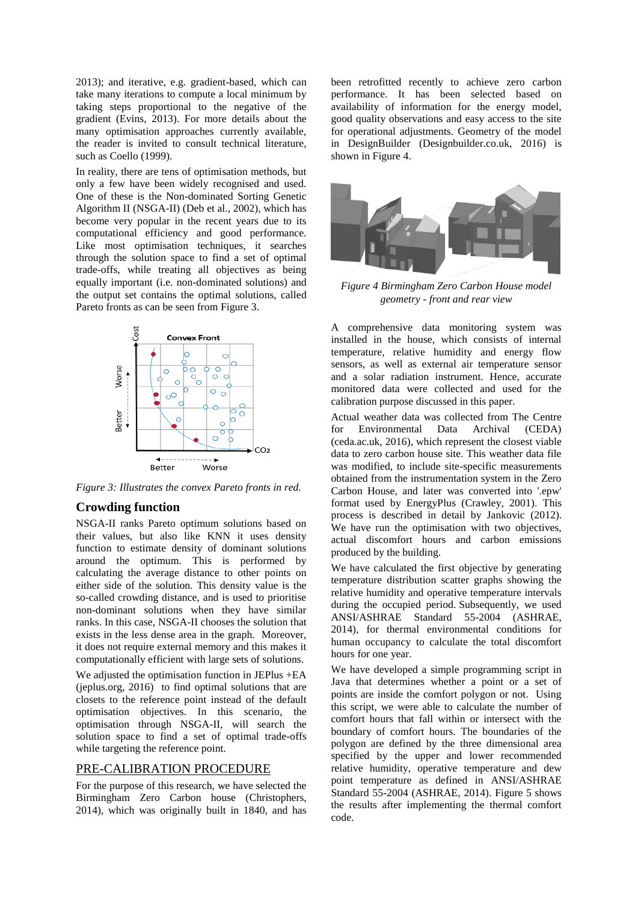2013); and iterative, e.g. gradient-based, which can take many iterations to compute a local minimum by taking steps proportional to the negative of the gradient (Evins, 2013). For more details about the many optimisation approaches currently available, the reader is invited to consult technical literature, such as Coello (1999).

In reality, there are tens of optimisation methods, but only a few have been widely recognised and used. One of these is the Non-dominated Sorting Genetic Algorithm II (NSGA-II) (Deb et al., 2002), which has become very popular in the recent years due to its computational efficiency and good performance. Like most optimisation techniques, it searches through the solution space to find a set of optimal trade-offs, while treating all objectives as being equally important (i.e. non-dominated solutions) and the output set contains the optimal solutions, called Pareto fronts as can be seen from Figure 3.

*Figure 3: Illustrates the convex Pareto fronts in red.*

## Crowding function

NSGA-II ranks Pareto optimum solutions based on their values, but also like KNN it uses density function to estimate density of dominant solutions around the optimum. This is performed by calculating the average distance to other points on either side of the solution. This density value is the so-called crowding distance, and is used to prioritise non-dominant solutions when they have similar ranks. In this case, NSGA-II chooses the solution that exists in the less dense area in the graph. Moreover, it does not require external memory and this makes it computationally efficient with large sets of solutions.

We adjusted the optimisation function in JEPlus +EA (jeplus.org, 2016) to find optimal solutions that are closets to the reference point instead of the default optimisation objectives. In this scenario, the optimisation through NSGA-II, will search the solution space to find a set of optimal trade-offs while targeting the reference point.

## PRE-CALIBRATION PROCEDURE

For the purpose of this research, we have selected the Birmingham Zero Carbon house (Christophers, 2014), which was originally built in 1840, and has been retrofitted recently to achieve zero carbon performance. It has been selected based on availability of information for the energy model, good quality observations and easy access to the site for operational adjustments. Geometry of the model in DesignBuilder (Designbuilder.co.uk, 2016) is shown in Figure 4.

*Figure 4 Birmingham Zero Carbon House model geometry - front and rear view*

A comprehensive data monitoring system was installed in the house, which consists of internal temperature, relative humidity and energy flow sensors, as well as external air temperature sensor and a solar radiation instrument. Hence, accurate monitored data were collected and used for the calibration purpose discussed in this paper.

Actual weather data was collected from The Centre for Environmental Data Archival (CEDA) (ceda.ac.uk, 2016), which represent the closest viable data to zero carbon house site. This weather data file was modified, to include site-specific measurements obtained from the instrumentation system in the Zero Carbon House, and later was converted into '.epw' format used by EnergyPlus (Crawley, 2001). This process is described in detail by Jankovic (2012). We have run the optimisation with two objectives, actual discomfort hours and carbon emissions produced by the building.

We have calculated the first objective by generating temperature distribution scatter graphs showing the relative humidity and operative temperature intervals during the occupied period. Subsequently, we used ANSI/ASHRAE Standard 55-2004 (ASHRAE, 2014), for thermal environmental conditions for human occupancy to calculate the total discomfort hours for one year.

We have developed a simple programming script in Java that determines whether a point or a set of points are inside the comfort polygon or not. Using this script, we were able to calculate the number of comfort hours that fall within or intersect with the boundary of comfort hours. The boundaries of the polygon are defined by the three dimensional area specified by the upper and lower recommended relative humidity, operative temperature and dew point temperature as defined in ANSI/ASHRAE Standard 55-2004 (ASHRAE, 2014). Figure 5 shows the results after implementing the thermal comfort code.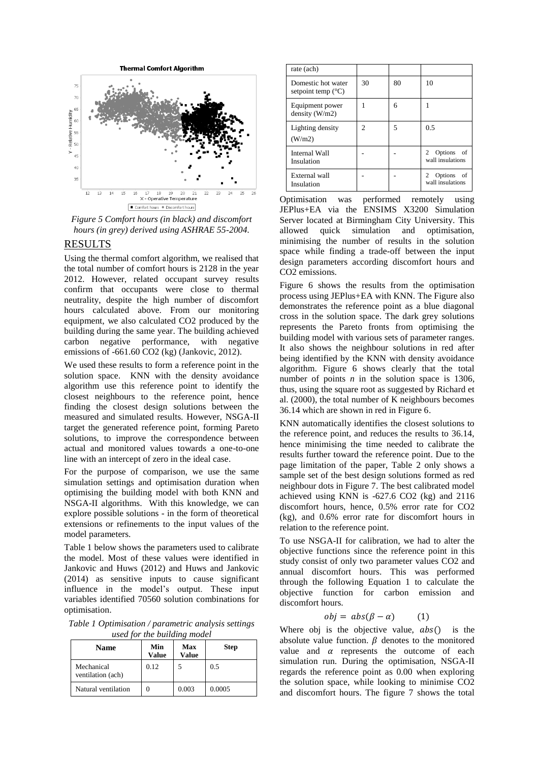Figure 5 Comfort hours (in black) and discomfort hours (in grey) derived using ASHRAE 55-2004.

## RESULTS

Using the thermal comfort algorithm, we realised that the total number of comfort hours is 2128 in the year 2012. However, related occupant survey results confirm that occupants were close to thermal neutrality, despite the high number of discomfort hours calculated above. From our monitoring equipment, we also calculated CO2 produced by the building during the same year. The building achieved carbon negative performance, with negative emissions of -661.60 CO2 (kg) (Jankovic, 2012).

We used these results to form a reference point in the solution space. KNN with the density avoidance algorithm use this reference point to identify the closest neighbours to the reference point, hence finding the closest design solutions between the measured and simulated results. However, NSGA-II target the generated reference point, forming Pareto solutions, to improve the correspondence between actual and monitored values towards a one-to-one line with an intercept of zero in the ideal case.

For the purpose of comparison, we use the same simulation settings and optimisation duration when optimising the building model with both KNN and NSGA-II algorithms. With this knowledge, we can explore possible solutions - in the form of theoretical extensions or refinements to the input values of the model parameters.

Table 1 below shows the parameters used to calibrate the model. Most of these values were identified in Jankovic and Huws (2012) and Huws and Jankovic (2014) as sensitive inputs to cause significant influence in the model's output. These input variables identified 70560 solution combinations for optimisation.

*Table 1 Optimisation / parametric analysis settings used for the building model*

| Name | Min Value | Max Value | Step |
|---|---|---|---|
| Mechanical ventilation (ach) | 0.12 | 5 | 0.5 |
| Natural ventilation rate (ach) | 0 | 0.003 | 0.0005 |
| Domestic hot water setpoint temp (°C) | 30 | 80 | 10 |
| Equipment power density (W/m2) | 1 | 6 | 1 |
| Lighting density (W/m2) | 2 | 5 | 0.5 |
| Internal Wall Insulation | - | - | 2 Options of wall insulations |
| External wall Insulation | - | - | 2 Options of wall insulations |

Optimisation was performed remotely using JEPlus+EA via the ENSIMS X3200 Simulation Server located at Birmingham City University. This allowed quick simulation and optimisation, minimising the number of results in the solution space while finding a trade-off between the input design parameters according discomfort hours and CO2 emissions.

Figure 6 shows the results from the optimisation process using JEPlus+EA with KNN. The Figure also demonstrates the reference point as a blue diagonal cross in the solution space. The dark grey solutions represents the Pareto fronts from optimising the building model with various sets of parameter ranges. It also shows the neighbour solutions in red after being identified by the KNN with density avoidance algorithm. Figure 6 shows clearly that the total number of points $n$ in the solution space is 1306, thus, using the square root as suggested by Richard et al. (2000), the total number of K neighbours becomes 36.14 which are shown in red in Figure 6.

KNN automatically identifies the closest solutions to the reference point, and reduces the results to 36.14, hence minimising the time needed to calibrate the results further toward the reference point. Due to the page limitation of the paper, Table 2 only shows a sample set of the best design solutions formed as red neighbour dots in Figure 7. The best calibrated model achieved using KNN is -627.6 CO2 (kg) and 2116 discomfort hours, hence, 0.5% error rate for CO2 (kg), and 0.6% error rate for discomfort hours in relation to the reference point.

To use NSGA-II for calibration, we had to alter the objective functions since the reference point in this study consist of only two parameter values CO2 and annual discomfort hours. This was performed through the following Equation 1 to calculate the objective function for carbon emission and discomfort hours.

$$obj = abs(\beta - \alpha) \qquad (1)$$

Where obj is the objective value, $abs()$ is the absolute value function. $\beta$ denotes to the monitored value and $\alpha$ represents the outcome of each simulation run. During the optimisation, NSGA-II regards the reference point as 0.00 when exploring the solution space, while looking to minimise CO2 and discomfort hours. The figure 7 shows the total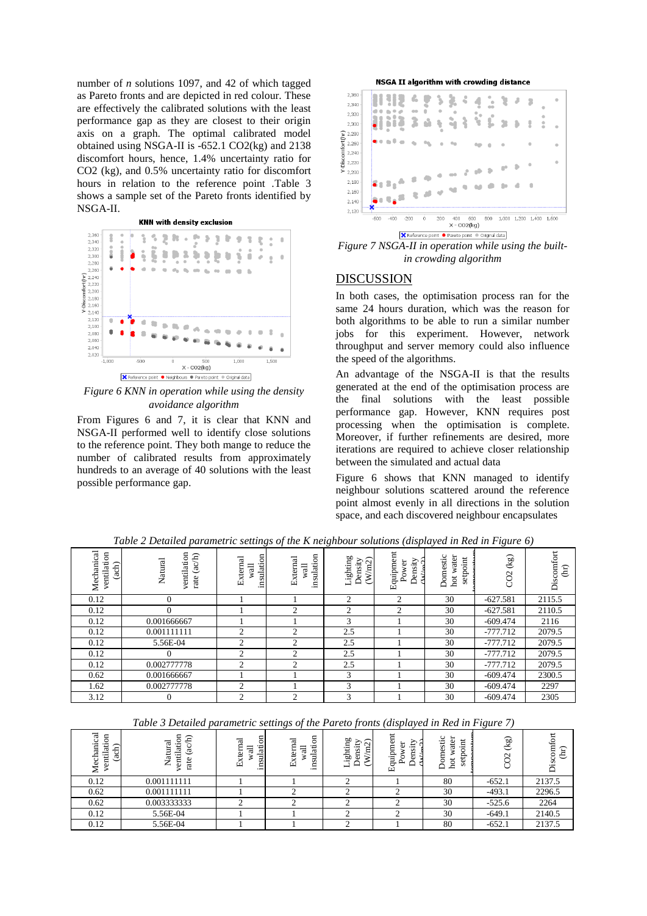number of *n* solutions 1097, and 42 of which tagged as Pareto fronts and are depicted in red colour. These are effectively the calibrated solutions with the least performance gap as they are closest to their origin axis on a graph. The optimal calibrated model obtained using NSGA-II is -652.1 CO2(kg) and 2138 discomfort hours, hence, 1.4% uncertainty ratio for CO2 (kg), and 0.5% uncertainty ratio for discomfort hours in relation to the reference point .Table 3 shows a sample set of the Pareto fronts identified by NSGA-II.

*Figure 6 KNN in operation while using the density avoidance algorithm*

From Figures 6 and 7, it is clear that KNN and NSGA-II performed well to identify close solutions to the reference point. They both mange to reduce the number of calibrated results from approximately hundreds to an average of 40 solutions with the least possible performance gap.

*Figure 7 NSGA-II in operation while using the built-in crowding algorithm*

## DISCUSSION

In both cases, the optimisation process ran for the same 24 hours duration, which was the reason for both algorithms to be able to run a similar number jobs for this experiment. However, network throughput and server memory could also influence the speed of the algorithms.

An advantage of the NSGA-II is that the results generated at the end of the optimisation process are the final solutions with the least possible performance gap. However, KNN requires post processing when the optimisation is complete. Moreover, if further refinements are desired, more iterations are required to achieve closer relationship between the simulated and actual data

Figure 6 shows that KNN managed to identify neighbour solutions scattered around the reference point almost evenly in all directions in the solution space, and each discovered neighbour encapsulates

*Table 2 Detailed parametric settings of the K neighbour solutions (displayed in Red in Figure 6)*

| Mechanical ventilation (ach) | Natural ventilation rate (ac/h) | External wall insulation | External wall insulation | Lighting Density (W/m2) | Equipment Power Density (W/m2) | Domestic hot water setpoint temperature | CO2 (kg) | Discomfort (hr) |
|---|---|---|---|---|---|---|---|---|
| 0.12 | 0 | 1 | 1 | 2 | 2 | 30 | -627.581 | 2115.5 |
| 0.12 | 0 | 1 | 2 | 2 | 2 | 30 | -627.581 | 2110.5 |
| 0.12 | 0.001666667 | 1 | 1 | 3 | 1 | 30 | -609.474 | 2116 |
| 0.12 | 0.001111111 | 2 | 2 | 2.5 | 1 | 30 | -777.712 | 2079.5 |
| 0.12 | 5.56E-04 | 2 | 2 | 2.5 | 1 | 30 | -777.712 | 2079.5 |
| 0.12 | 0 | 2 | 2 | 2.5 | 1 | 30 | -777.712 | 2079.5 |
| 0.12 | 0.002777778 | 2 | 2 | 2.5 | 1 | 30 | -777.712 | 2079.5 |
| 0.62 | 0.001666667 | 1 | 1 | 3 | 1 | 30 | -609.474 | 2300.5 |
| 1.62 | 0.002777778 | 2 | 1 | 3 | 1 | 30 | -609.474 | 2297 |
| 3.12 | 0 | 2 | 2 | 3 | 1 | 30 | -609.474 | 2305 |

*Table 3 Detailed parametric settings of the Pareto fronts (displayed in Red in Figure 7)*

| Mechanical ventilation (ach) | Natural ventilation rate (ac/h) | External wall insulation | External wall insulation | Lighting Density (W/m2) | Equipment Power Density (W/m2) | Domestic hot water setpoint temperature | CO2 (kg) | Discomfort (hr) |
|---|---|---|---|---|---|---|---|---|
| 0.12 | 0.001111111 | 1 | 1 | 2 | 1 | 80 | -652.1 | 2137.5 |
| 0.62 | 0.001111111 | 1 | 2 | 2 | 2 | 30 | -493.1 | 2296.5 |
| 0.62 | 0.003333333 | 2 | 2 | 2 | 2 | 30 | -525.6 | 2264 |
| 0.12 | 5.56E-04 | 1 | 1 | 2 | 2 | 30 | -649.1 | 2140.5 |
| 0.12 | 5.56E-04 | 1 | 1 | 2 | 1 | 80 | -652.1 | 2137.5 |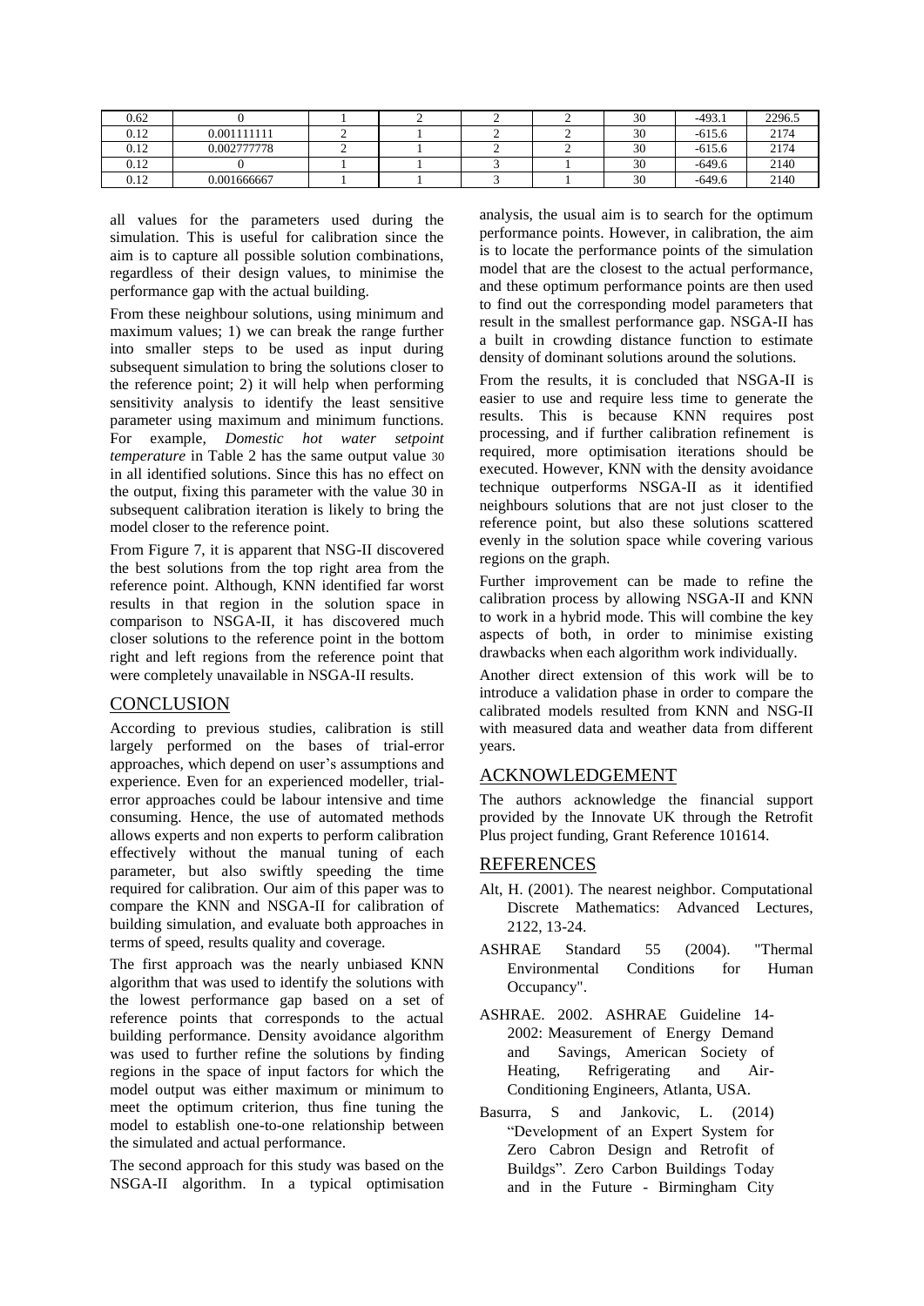| 0.62 | 0 | 1 | 2 | 2 | 2 | 30 | -493.1 | 2296.5 |
|---|---|---|---|---|---|---|---|---|
| 0.12 | 0.001111111 | 2 | 1 | 2 | 2 | 30 | -615.6 | 2174 |
| 0.12 | 0.002777778 | 2 | 1 | 2 | 2 | 30 | -615.6 | 2174 |
| 0.12 | 0 | 1 | 1 | 3 | 1 | 30 | -649.6 | 2140 |
| 0.12 | 0.001666667 | 1 | 1 | 3 | 1 | 30 | -649.6 | 2140 |

all values for the parameters used during the simulation. This is useful for calibration since the aim is to capture all possible solution combinations, regardless of their design values, to minimise the performance gap with the actual building.

From these neighbour solutions, using minimum and maximum values; 1) we can break the range further into smaller steps to be used as input during subsequent simulation to bring the solutions closer to the reference point; 2) it will help when performing sensitivity analysis to identify the least sensitive parameter using maximum and minimum functions. For example, *Domestic hot water setpoint temperature* in Table 2 has the same output value 30 in all identified solutions. Since this has no effect on the output, fixing this parameter with the value 30 in subsequent calibration iteration is likely to bring the model closer to the reference point.

From Figure 7, it is apparent that NSG-II discovered the best solutions from the top right area from the reference point. Although, KNN identified far worst results in that region in the solution space in comparison to NSGA-II, it has discovered much closer solutions to the reference point in the bottom right and left regions from the reference point that were completely unavailable in NSGA-II results.

## CONCLUSION

According to previous studies, calibration is still largely performed on the bases of trial-error approaches, which depend on user's assumptions and experience. Even for an experienced modeller, trial-error approaches could be labour intensive and time consuming. Hence, the use of automated methods allows experts and non experts to perform calibration effectively without the manual tuning of each parameter, but also swiftly speeding the time required for calibration. Our aim of this paper was to compare the KNN and NSGA-II for calibration of building simulation, and evaluate both approaches in terms of speed, results quality and coverage.

The first approach was the nearly unbiased KNN algorithm that was used to identify the solutions with the lowest performance gap based on a set of reference points that corresponds to the actual building performance. Density avoidance algorithm was used to further refine the solutions by finding regions in the space of input factors for which the model output was either maximum or minimum to meet the optimum criterion, thus fine tuning the model to establish one-to-one relationship between the simulated and actual performance.

The second approach for this study was based on the NSGA-II algorithm. In a typical optimisation analysis, the usual aim is to search for the optimum performance points. However, in calibration, the aim is to locate the performance points of the simulation model that are the closest to the actual performance, and these optimum performance points are then used to find out the corresponding model parameters that result in the smallest performance gap. NSGA-II has a built in crowding distance function to estimate density of dominant solutions around the solutions.

From the results, it is concluded that NSGA-II is easier to use and require less time to generate the results. This is because KNN requires post processing, and if further calibration refinement is required, more optimisation iterations should be executed. However, KNN with the density avoidance technique outperforms NSGA-II as it identified neighbours solutions that are not just closer to the reference point, but also these solutions scattered evenly in the solution space while covering various regions on the graph.

Further improvement can be made to refine the calibration process by allowing NSGA-II and KNN to work in a hybrid mode. This will combine the key aspects of both, in order to minimise existing drawbacks when each algorithm work individually.

Another direct extension of this work will be to introduce a validation phase in order to compare the calibrated models resulted from KNN and NSG-II with measured data and weather data from different years.

## ACKNOWLEDGEMENT

The authors acknowledge the financial support provided by the Innovate UK through the Retrofit Plus project funding, Grant Reference 101614.

## REFERENCES

Alt, H. (2001). The nearest neighbor. Computational Discrete Mathematics: Advanced Lectures, 2122, 13-24.

ASHRAE Standard 55 (2004). "Thermal Environmental Conditions for Human Occupancy".

ASHRAE. 2002. ASHRAE Guideline 14-2002: Measurement of Energy Demand and Savings, American Society of Heating, Refrigerating and Air-Conditioning Engineers, Atlanta, USA.

Basurra, S and Jankovic, L. (2014) "Development of an Expert System for Zero Cabron Design and Retrofit of Buildgs". Zero Carbon Buildings Today and in the Future - Birmingham City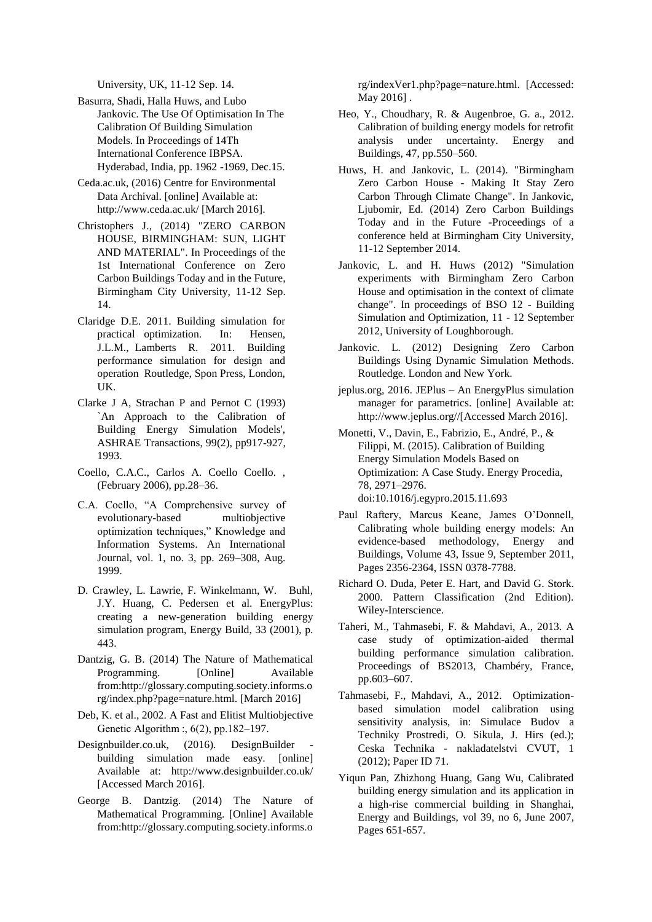University, UK, 11-12 Sep. 14.

Basurra, Shadi, Halla Huws, and Lubo Jankovic. The Use Of Optimisation In The Calibration Of Building Simulation Models. In Proceedings of 14Th International Conference IBPSA. Hyderabad, India, pp. 1962 -1969, Dec.15.

Ceda.ac.uk, (2016) Centre for Environmental Data Archival. [online] Available at: http://www.ceda.ac.uk/ [March 2016].

Christophers J., (2014) "ZERO CARBON HOUSE, BIRMINGHAM: SUN, LIGHT AND MATERIAL". In Proceedings of the 1st International Conference on Zero Carbon Buildings Today and in the Future, Birmingham City University, 11-12 Sep. 14.

Claridge D.E. 2011. Building simulation for practical optimization. In: Hensen, J.L.M., Lamberts R. 2011. Building performance simulation for design and operation Routledge, Spon Press, London, UK.

Clarke J A, Strachan P and Pernot C (1993) `An Approach to the Calibration of Building Energy Simulation Models', ASHRAE Transactions, 99(2), pp917-927, 1993.

Coello, C.A.C., Carlos A. Coello Coello. , (February 2006), pp.28–36.

C.A. Coello, "A Comprehensive survey of evolutionary-based multiobjective optimization techniques," Knowledge and Information Systems. An International Journal, vol. 1, no. 3, pp. 269–308, Aug. 1999.

D. Crawley, L. Lawrie, F. Winkelmann, W. Buhl, J.Y. Huang, C. Pedersen et al. EnergyPlus: creating a new-generation building energy simulation program, Energy Build, 33 (2001), p. 443.

Dantzig, G. B. (2014) The Nature of Mathematical Programming. [Online] Available from:http://glossary.computing.society.informs.org/index.php?page=nature.html. [March 2016]

Deb, K. et al., 2002. A Fast and Elitist Multiobjective Genetic Algorithm :, 6(2), pp.182–197.

Designbuilder.co.uk, (2016). DesignBuilder - building simulation made easy. [online] Available at: http://www.designbuilder.co.uk/ [Accessed March 2016].

George B. Dantzig. (2014) The Nature of Mathematical Programming. [Online] Available from:http://glossary.computing.society.informs.org/indexVer1.php?page=nature.html. [Accessed: May 2016] .

Heo, Y., Choudhary, R. & Augenbroe, G. a., 2012. Calibration of building energy models for retrofit analysis under uncertainty. Energy and Buildings, 47, pp.550–560.

Huws, H. and Jankovic, L. (2014). "Birmingham Zero Carbon House - Making It Stay Zero Carbon Through Climate Change". In Jankovic, Ljubomir, Ed. (2014) Zero Carbon Buildings Today and in the Future -Proceedings of a conference held at Birmingham City University, 11-12 September 2014.

Jankovic, L. and H. Huws (2012) "Simulation experiments with Birmingham Zero Carbon House and optimisation in the context of climate change". In proceedings of BSO 12 - Building Simulation and Optimization, 11 - 12 September 2012, University of Loughborough.

Jankovic. L. (2012) Designing Zero Carbon Buildings Using Dynamic Simulation Methods. Routledge. London and New York.

jeplus.org, 2016. JEPlus – An EnergyPlus simulation manager for parametrics. [online] Available at: http://www.jeplus.org//[Accessed March 2016].

Monetti, V., Davin, E., Fabrizio, E., André, P., & Filippi, M. (2015). Calibration of Building Energy Simulation Models Based on Optimization: A Case Study. Energy Procedia, 78, 2971–2976. doi:10.1016/j.egypro.2015.11.693

Paul Raftery, Marcus Keane, James O'Donnell, Calibrating whole building energy models: An evidence-based methodology, Energy and Buildings, Volume 43, Issue 9, September 2011, Pages 2356-2364, ISSN 0378-7788.

Richard O. Duda, Peter E. Hart, and David G. Stork. 2000. Pattern Classification (2nd Edition). Wiley-Interscience.

Taheri, M., Tahmasebi, F. & Mahdavi, A., 2013. A case study of optimization-aided thermal building performance simulation calibration. Proceedings of BS2013, Chambéry, France, pp.603–607.

Tahmasebi, F., Mahdavi, A., 2012. Optimization-based simulation model calibration using sensitivity analysis, in: Simulace Budov a Techniky Prostredi, O. Sikula, J. Hirs (ed.); Ceska Technika - nakladatelstvi CVUT, 1 (2012); Paper ID 71.

Yiqun Pan, Zhizhong Huang, Gang Wu, Calibrated building energy simulation and its application in a high-rise commercial building in Shanghai, Energy and Buildings, vol 39, no 6, June 2007, Pages 651-657.